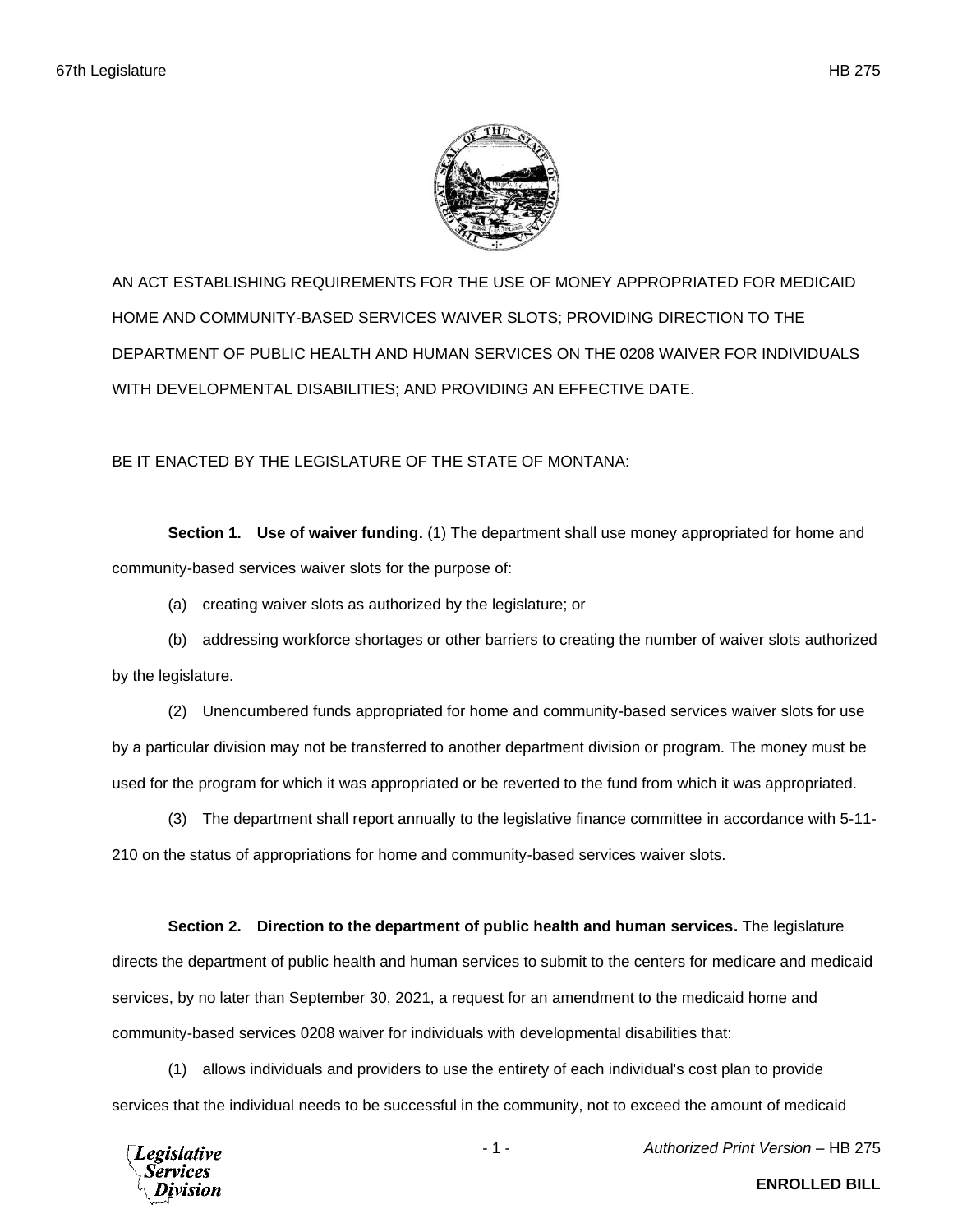AN ACT ESTABLISHING REQUIREMENTS FOR THE USE OF MONEY APPROPRIATED FOR MEDICAID HOME AND COMMUNITY-BASED SERVICES WAIVER SLOTS; PROVIDING DIRECTION TO THE DEPARTMENT OF PUBLIC HEALTH AND HUMAN SERVICES ON THE 0208 WAIVER FOR INDIVIDUALS WITH DEVELOPMENTAL DISABILITIES; AND PROVIDING AN EFFECTIVE DATE.

BE IT ENACTED BY THE LEGISLATURE OF THE STATE OF MONTANA:

**Section 1. Use of waiver funding.** (1) The department shall use money appropriated for home and community-based services waiver slots for the purpose of:

(a) creating waiver slots as authorized by the legislature; or

(b) addressing workforce shortages or other barriers to creating the number of waiver slots authorized by the legislature.

(2) Unencumbered funds appropriated for home and community-based services waiver slots for use by a particular division may not be transferred to another department division or program. The money must be used for the program for which it was appropriated or be reverted to the fund from which it was appropriated.

(3) The department shall report annually to the legislative finance committee in accordance with 5-11-210 on the status of appropriations for home and community-based services waiver slots.

**Section 2. Direction to the department of public health and human services.** The legislature directs the department of public health and human services to submit to the centers for medicare and medicaid services, by no later than September 30, 2021, a request for an amendment to the medicaid home and community-based services 0208 waiver for individuals with developmental disabilities that:

(1) allows individuals and providers to use the entirety of each individual's cost plan to provide services that the individual needs to be successful in the community, not to exceed the amount of medicaid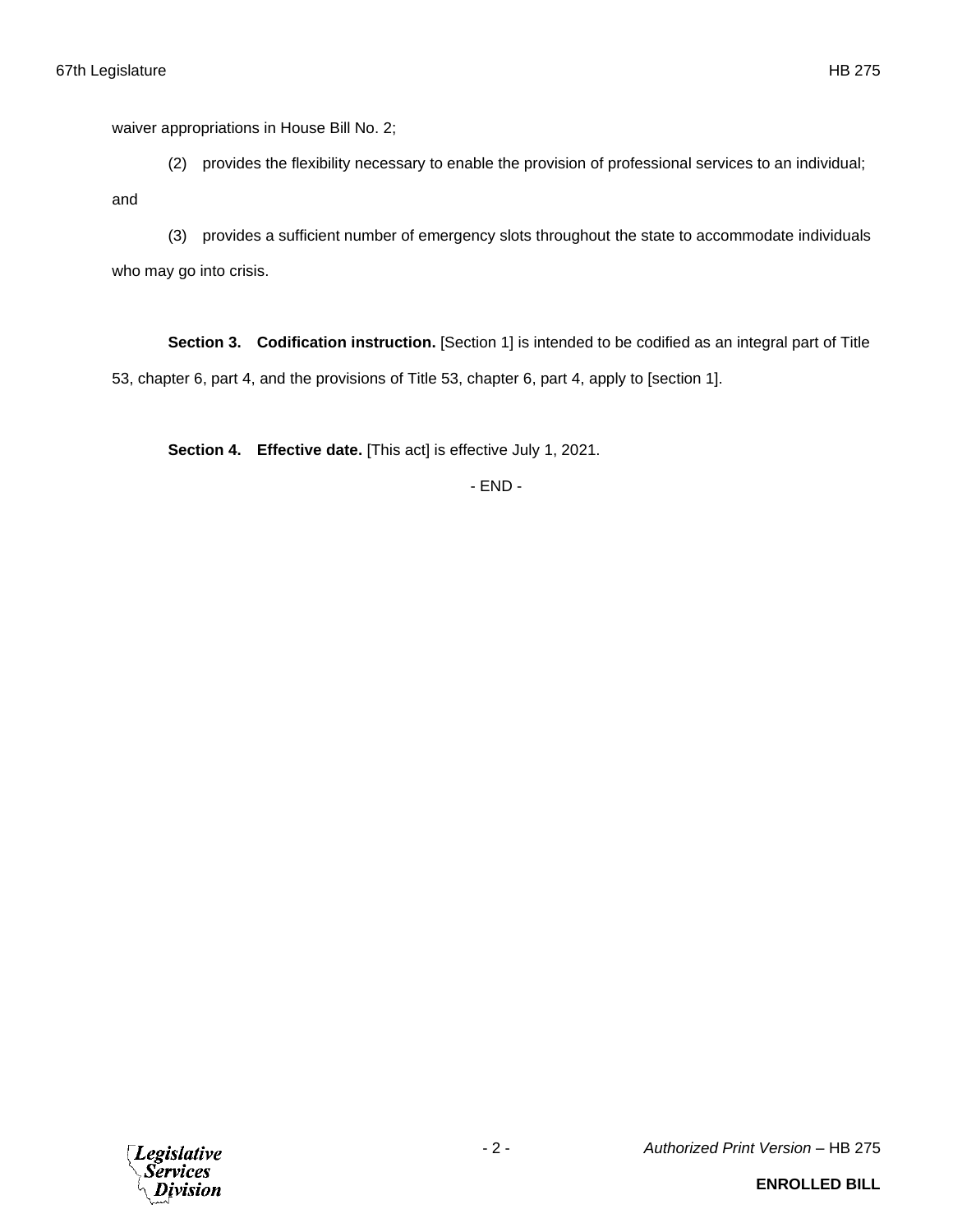waiver appropriations in House Bill No. 2;

(2) provides the flexibility necessary to enable the provision of professional services to an individual; and

(3) provides a sufficient number of emergency slots throughout the state to accommodate individuals who may go into crisis.

**Section 3. Codification instruction.** [Section 1] is intended to be codified as an integral part of Title 53, chapter 6, part 4, and the provisions of Title 53, chapter 6, part 4, apply to [section 1].

**Section 4. Effective date.** [This act] is effective July 1, 2021.

- END -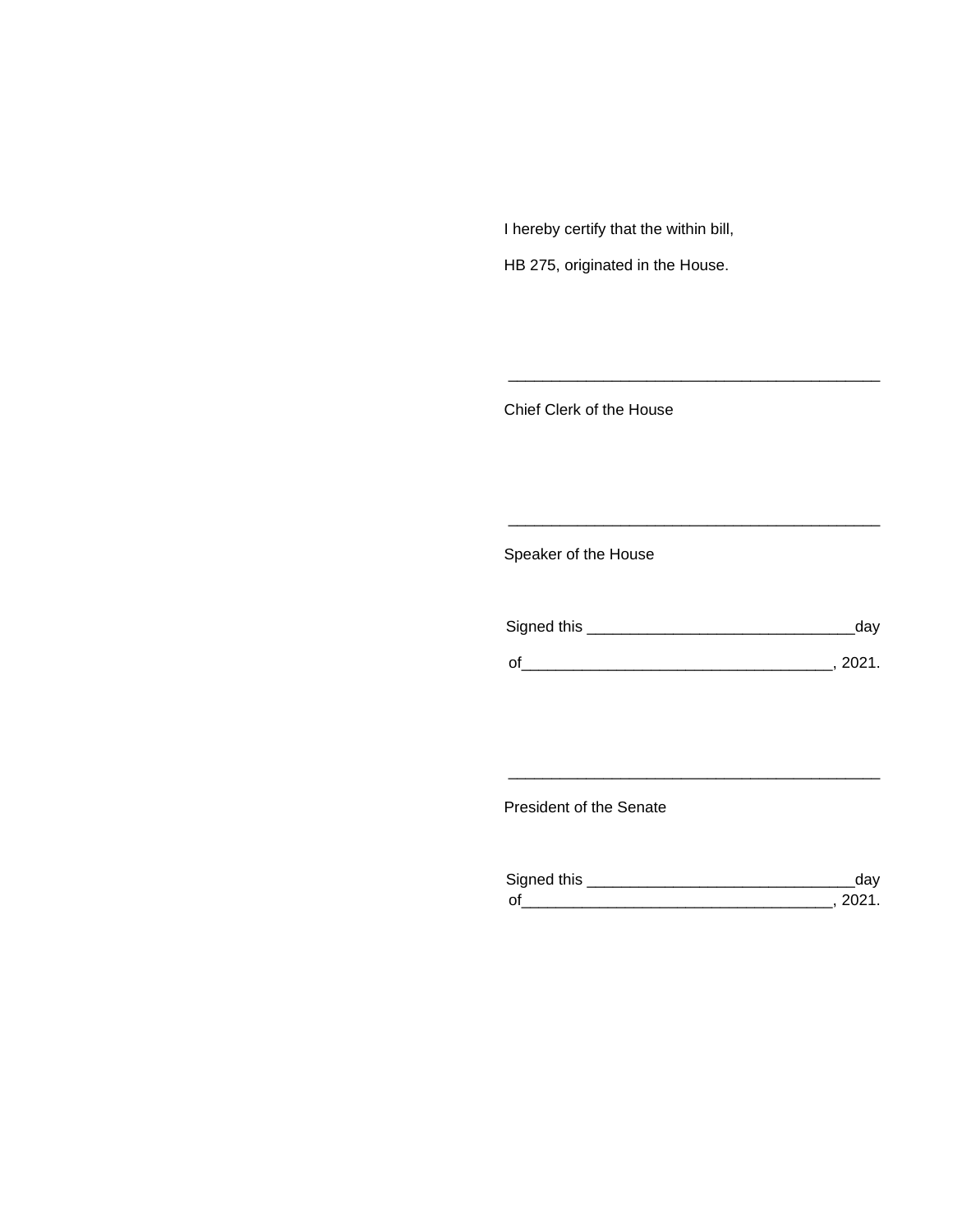I hereby certify that the within bill,

HB 275, originated in the House.

\_\_\_\_\_\_\_\_\_\_\_\_\_\_\_\_\_\_\_\_\_\_\_\_\_\_\_\_\_\_\_\_\_\_\_\_\_\_\_\_\_\_\_\_

Chief Clerk of the House

\_\_\_\_\_\_\_\_\_\_\_\_\_\_\_\_\_\_\_\_\_\_\_\_\_\_\_\_\_\_\_\_\_\_\_\_\_\_\_\_\_\_\_\_

Speaker of the House

Signed this \_\_\_\_\_\_\_\_\_\_\_\_\_\_\_\_\_\_\_\_\_\_\_\_\_\_\_\_\_\_\_day

of\_\_\_\_\_\_\_\_\_\_\_\_\_\_\_\_\_\_\_\_\_\_\_\_\_\_\_\_\_\_\_\_\_\_\_, 2021.

\_\_\_\_\_\_\_\_\_\_\_\_\_\_\_\_\_\_\_\_\_\_\_\_\_\_\_\_\_\_\_\_\_\_\_\_\_\_\_\_\_\_\_\_

President of the Senate

Signed this \_\_\_\_\_\_\_\_\_\_\_\_\_\_\_\_\_\_\_\_\_\_\_\_\_\_\_\_\_\_\_day
of\_\_\_\_\_\_\_\_\_\_\_\_\_\_\_\_\_\_\_\_\_\_\_\_\_\_\_\_\_\_\_\_\_\_\_, 2021.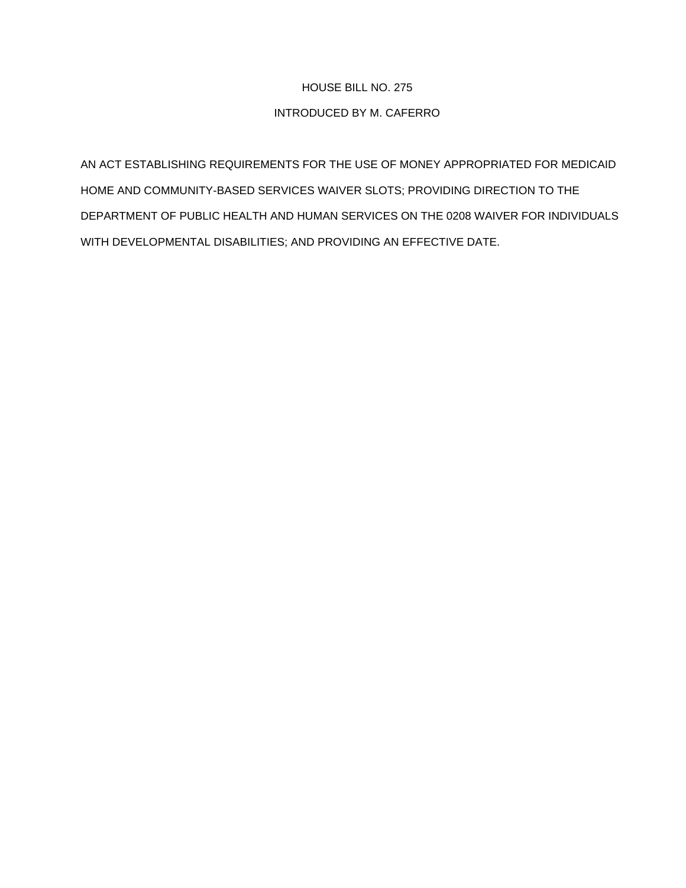HOUSE BILL NO. 275

INTRODUCED BY M. CAFERRO

AN ACT ESTABLISHING REQUIREMENTS FOR THE USE OF MONEY APPROPRIATED FOR MEDICAID HOME AND COMMUNITY-BASED SERVICES WAIVER SLOTS; PROVIDING DIRECTION TO THE DEPARTMENT OF PUBLIC HEALTH AND HUMAN SERVICES ON THE 0208 WAIVER FOR INDIVIDUALS WITH DEVELOPMENTAL DISABILITIES; AND PROVIDING AN EFFECTIVE DATE.